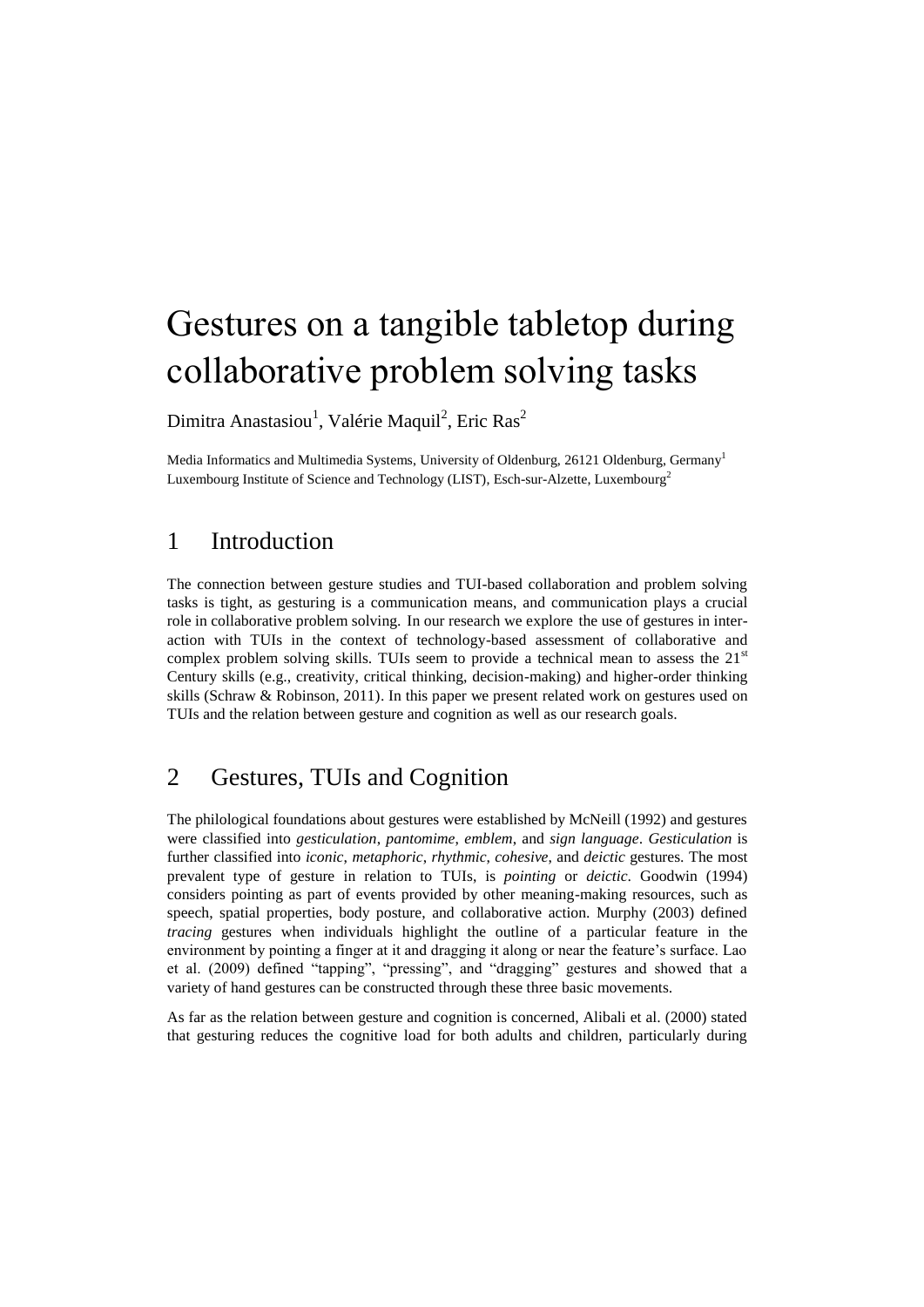# Gestures on a tangible tabletop during collaborative problem solving tasks

Dimitra Anastasiou[1], Valérie Maquil[2], Eric Ras[2]

Media Informatics and Multimedia Systems, University of Oldenburg, 26121 Oldenburg, Germany[1]
Luxembourg Institute of Science and Technology (LIST), Esch-sur-Alzette, Luxembourg[2]

## 1 Introduction

The connection between gesture studies and TUI-based collaboration and problem solving tasks is tight, as gesturing is a communication means, and communication plays a crucial role in collaborative problem solving. In our research we explore the use of gestures in interaction with TUIs in the context of technology-based assessment of collaborative and complex problem solving skills. TUIs seem to provide a technical mean to assess the 21st Century skills (e.g., creativity, critical thinking, decision-making) and higher-order thinking skills (Schraw & Robinson, 2011). In this paper we present related work on gestures used on TUIs and the relation between gesture and cognition as well as our research goals.

## 2 Gestures, TUIs and Cognition

The philological foundations about gestures were established by McNeill (1992) and gestures were classified into *gesticulation*, *pantomime*, *emblem*, and *sign language*. *Gesticulation* is further classified into *iconic*, *metaphoric*, *rhythmic*, *cohesive*, and *deictic* gestures. The most prevalent type of gesture in relation to TUIs, is *pointing* or *deictic*. Goodwin (1994) considers pointing as part of events provided by other meaning-making resources, such as speech, spatial properties, body posture, and collaborative action. Murphy (2003) defined *tracing* gestures when individuals highlight the outline of a particular feature in the environment by pointing a finger at it and dragging it along or near the feature's surface. Lao et al. (2009) defined "tapping", "pressing", and "dragging" gestures and showed that a variety of hand gestures can be constructed through these three basic movements.

As far as the relation between gesture and cognition is concerned, Alibali et al. (2000) stated that gesturing reduces the cognitive load for both adults and children, particularly during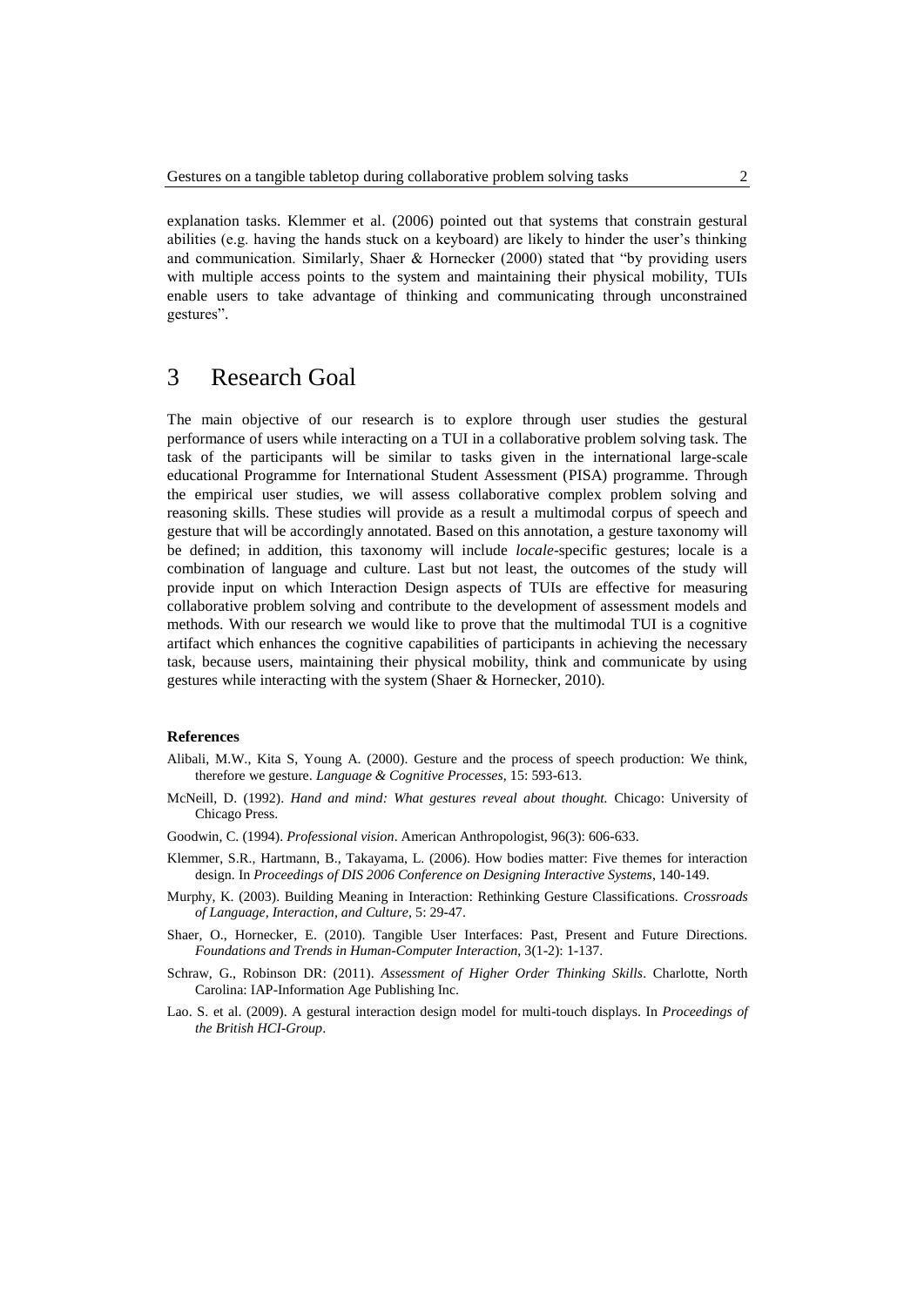explanation tasks. Klemmer et al. (2006) pointed out that systems that constrain gestural abilities (e.g. having the hands stuck on a keyboard) are likely to hinder the user's thinking and communication. Similarly, Shaer & Hornecker (2000) stated that "by providing users with multiple access points to the system and maintaining their physical mobility, TUIs enable users to take advantage of thinking and communicating through unconstrained gestures".

# 3 Research Goal

The main objective of our research is to explore through user studies the gestural performance of users while interacting on a TUI in a collaborative problem solving task. The task of the participants will be similar to tasks given in the international large-scale educational Programme for International Student Assessment (PISA) programme. Through the empirical user studies, we will assess collaborative complex problem solving and reasoning skills. These studies will provide as a result a multimodal corpus of speech and gesture that will be accordingly annotated. Based on this annotation, a gesture taxonomy will be defined; in addition, this taxonomy will include *locale*-specific gestures; locale is a combination of language and culture. Last but not least, the outcomes of the study will provide input on which Interaction Design aspects of TUIs are effective for measuring collaborative problem solving and contribute to the development of assessment models and methods. With our research we would like to prove that the multimodal TUI is a cognitive artifact which enhances the cognitive capabilities of participants in achieving the necessary task, because users, maintaining their physical mobility, think and communicate by using gestures while interacting with the system (Shaer & Hornecker, 2010).

**References**

Alibali, M.W., Kita S, Young A. (2000). Gesture and the process of speech production: We think, therefore we gesture. *Language & Cognitive Processes*, 15: 593-613.

McNeill, D. (1992). *Hand and mind: What gestures reveal about thought.* Chicago: University of Chicago Press.

Goodwin, C. (1994). *Professional vision*. American Anthropologist, 96(3): 606-633.

Klemmer, S.R., Hartmann, B., Takayama, L. (2006). How bodies matter: Five themes for interaction design. In *Proceedings of DIS 2006 Conference on Designing Interactive Systems*, 140-149.

Murphy, K. (2003). Building Meaning in Interaction: Rethinking Gesture Classifications. *Crossroads of Language, Interaction, and Culture*, 5: 29-47.

Shaer, O., Hornecker, E. (2010). Tangible User Interfaces: Past, Present and Future Directions. *Foundations and Trends in Human-Computer Interaction*, 3(1-2): 1-137.

Schraw, G., Robinson DR: (2011). *Assessment of Higher Order Thinking Skills*. Charlotte, North Carolina: IAP-Information Age Publishing Inc.

Lao. S. et al. (2009). A gestural interaction design model for multi-touch displays. In *Proceedings of the British HCI-Group*.